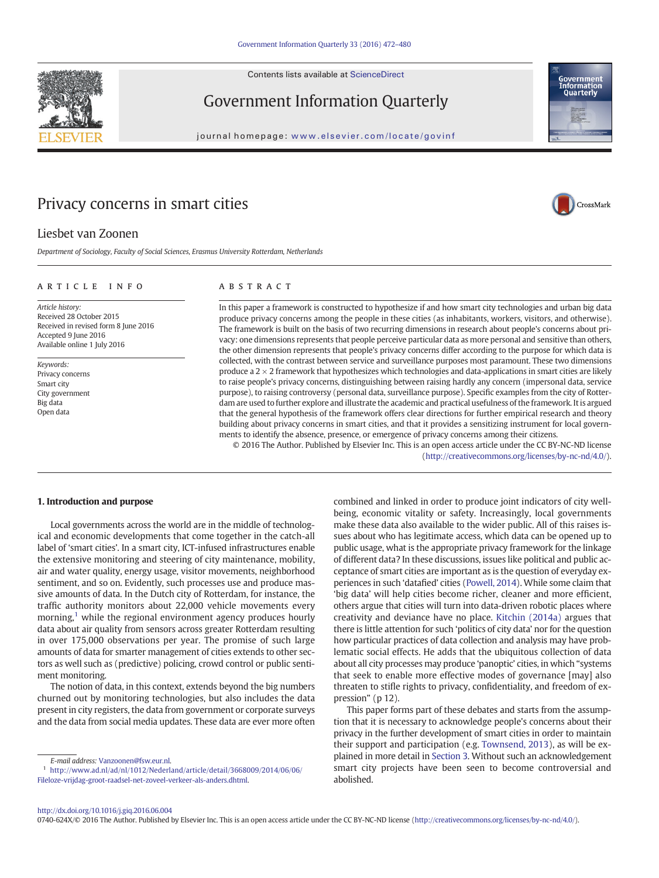# Privacy concerns in smart cities

Liesbet van Zoonen

*Department of Sociology, Faculty of Social Sciences, Erasmus University Rotterdam, Netherlands*

ARTICLE INFO

*Article history:*
Received 28 October 2015
Received in revised form 8 June 2016
Accepted 9 June 2016
Available online 1 July 2016

*Keywords:*
Privacy concerns
Smart city
City government
Big data
Open data

ABSTRACT

In this paper a framework is constructed to hypothesize if and how smart city technologies and urban big data produce privacy concerns among the people in these cities (as inhabitants, workers, visitors, and otherwise). The framework is built on the basis of two recurring dimensions in research about people's concerns about privacy: one dimensions represents that people perceive particular data as more personal and sensitive than others, the other dimension represents that people's privacy concerns differ according to the purpose for which data is collected, with the contrast between service and surveillance purposes most paramount. These two dimensions produce a 2 × 2 framework that hypothesizes which technologies and data-applications in smart cities are likely to raise people's privacy concerns, distinguishing between raising hardly any concern (impersonal data, service purpose), to raising controversy (personal data, surveillance purpose). Specific examples from the city of Rotterdam are used to further explore and illustrate the academic and practical usefulness of the framework. It is argued that the general hypothesis of the framework offers clear directions for further empirical research and theory building about privacy concerns in smart cities, and that it provides a sensitizing instrument for local governments to identify the absence, presence, or emergence of privacy concerns among their citizens.

© 2016 The Author. Published by Elsevier Inc. This is an open access article under the CC BY-NC-ND license (http://creativecommons.org/licenses/by-nc-nd/4.0/).

## 1. Introduction and purpose

Local governments across the world are in the middle of technological and economic developments that come together in the catch-all label of 'smart cities'. In a smart city, ICT-infused infrastructures enable the extensive monitoring and steering of city maintenance, mobility, air and water quality, energy usage, visitor movements, neighborhood sentiment, and so on. Evidently, such processes use and produce massive amounts of data. In the Dutch city of Rotterdam, for instance, the traffic authority monitors about 22,000 vehicle movements every morning,[1] while the regional environment agency produces hourly data about air quality from sensors across greater Rotterdam resulting in over 175,000 observations per year. The promise of such large amounts of data for smarter management of cities extends to other sectors as well such as (predictive) policing, crowd control or public sentiment monitoring.

The notion of data, in this context, extends beyond the big numbers churned out by monitoring technologies, but also includes the data present in city registers, the data from government or corporate surveys and the data from social media updates. These data are ever more often combined and linked in order to produce joint indicators of city well-being, economic vitality or safety. Increasingly, local governments make these data also available to the wider public. All of this raises issues about who has legitimate access, which data can be opened up to public usage, what is the appropriate privacy framework for the linkage of different data? In these discussions, issues like political and public acceptance of smart cities are important as is the question of everyday experiences in such 'datafied' cities (Powell, 2014). While some claim that 'big data' will help cities become richer, cleaner and more efficient, others argue that cities will turn into data-driven robotic places where creativity and deviance have no place. Kitchin (2014a) argues that there is little attention for such 'politics of city data' nor for the question how particular practices of data collection and analysis may have problematic social effects. He adds that the ubiquitous collection of data about all city processes may produce 'panoptic' cities, in which "systems that seek to enable more effective modes of governance [may] also threaten to stifle rights to privacy, confidentiality, and freedom of expression" (p 12).

This paper forms part of these debates and starts from the assumption that it is necessary to acknowledge people's concerns about their privacy in the further development of smart cities in order to maintain their support and participation (e.g. Townsend, 2013), as will be explained in more detail in Section 3. Without such an acknowledgement smart city projects have been seen to become controversial and abolished.

E-mail address: Vanzoonen@fsw.eur.nl.

[1] http://www.ad.nl/ad/nl/1012/Nederland/article/detail/3668009/2014/06/06/Fileloze-vrijdag-groot-raadsel-net-zoveel-verkeer-als-anders.dhtml.

http://dx.doi.org/10.1016/j.giq.2016.06.004
0740-624X/© 2016 The Author. Published by Elsevier Inc. This is an open access article under the CC BY-NC-ND license (http://creativecommons.org/licenses/by-nc-nd/4.0/).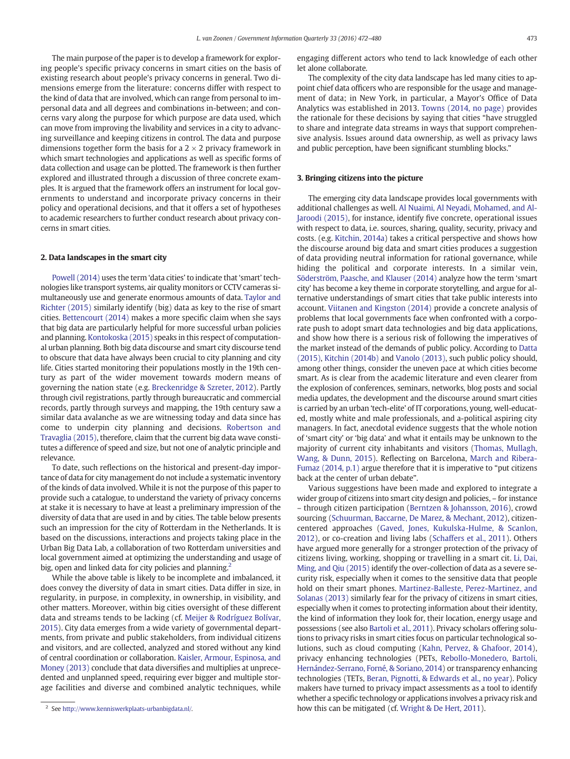The main purpose of the paper is to develop a framework for exploring people's specific privacy concerns in smart cities on the basis of existing research about people's privacy concerns in general. Two dimensions emerge from the literature: concerns differ with respect to the kind of data that are involved, which can range from personal to impersonal data and all degrees and combinations in-between; and concerns vary along the purpose for which purpose are data used, which can move from improving the livability and services in a city to advancing surveillance and keeping citizens in control. The data and purpose dimensions together form the basis for a 2 × 2 privacy framework in which smart technologies and applications as well as specific forms of data collection and usage can be plotted. The framework is then further explored and illustrated through a discussion of three concrete examples. It is argued that the framework offers an instrument for local governments to understand and incorporate privacy concerns in their policy and operational decisions, and that it offers a set of hypotheses to academic researchers to further conduct research about privacy concerns in smart cities.

## 2. Data landscapes in the smart city

Powell (2014) uses the term 'data cities' to indicate that 'smart' technologies like transport systems, air quality monitors or CCTV cameras simultaneously use and generate enormous amounts of data. Taylor and Richter (2015) similarly identify (big) data as key to the rise of smart cities. Bettencourt (2014) makes a more specific claim when she says that big data are particularly helpful for more successful urban policies and planning. Kontokoska (2015) speaks in this respect of computational urban planning. Both big data discourse and smart city discourse tend to obscure that data have always been crucial to city planning and city life. Cities started monitoring their populations mostly in the 19th century as part of the wider movement towards modern means of governing the nation state (e.g. Breckenridge & Szreter, 2012). Partly through civil registrations, partly through bureaucratic and commercial records, partly through surveys and mapping, the 19th century saw a similar data avalanche as we are witnessing today and data since has come to underpin city planning and decisions. Robertson and Travaglia (2015), therefore, claim that the current big data wave constitutes a difference of speed and size, but not one of analytic principle and relevance.

To date, such reflections on the historical and present-day importance of data for city management do not include a systematic inventory of the kinds of data involved. While it is not the purpose of this paper to provide such a catalogue, to understand the variety of privacy concerns at stake it is necessary to have at least a preliminary impression of the diversity of data that are used in and by cities. The table below presents such an impression for the city of Rotterdam in the Netherlands. It is based on the discussions, interactions and projects taking place in the Urban Big Data Lab, a collaboration of two Rotterdam universities and local government aimed at optimizing the understanding and usage of big, open and linked data for city policies and planning.[2]

While the above table is likely to be incomplete and imbalanced, it does convey the diversity of data in smart cities. Data differ in size, in regularity, in purpose, in complexity, in ownership, in visibility, and other matters. Moreover, within big cities oversight of these different data and streams tends to be lacking (cf. Meijer & Rodríguez Bolívar, 2015). City data emerges from a wide variety of governmental departments, from private and public stakeholders, from individual citizens and visitors, and are collected, analyzed and stored without any kind of central coordination or collaboration. Kaisler, Armour, Espinosa, and Money (2013) conclude that data diversifies and multiplies at unprecedented and unplanned speed, requiring ever bigger and multiple storage facilities and diverse and combined analytic techniques, while engaging different actors who tend to lack knowledge of each other let alone collaborate.

The complexity of the city data landscape has led many cities to appoint chief data officers who are responsible for the usage and management of data; in New York, in particular, a Mayor's Office of Data Analytics was established in 2013. Towns (2014, no page) provides the rationale for these decisions by saying that cities "have struggled to share and integrate data streams in ways that support comprehensive analysis. Issues around data ownership, as well as privacy laws and public perception, have been significant stumbling blocks."

## 3. Bringing citizens into the picture

The emerging city data landscape provides local governments with additional challenges as well. Al Nuaimi, Al Neyadi, Mohamed, and Al-Jaroodi (2015), for instance, identify five concrete, operational issues with respect to data, i.e. sources, sharing, quality, security, privacy and costs. (e.g. Kitchin, 2014a) takes a critical perspective and shows how the discourse around big data and smart cities produces a suggestion of data providing neutral information for rational governance, while hiding the political and corporate interests. In a similar vein, Söderström, Paasche, and Klauser (2014) analyze how the term 'smart city' has become a key theme in corporate storytelling, and argue for alternative understandings of smart cities that take public interests into account. Viitanen and Kingston (2014) provide a concrete analysis of problems that local governments face when confronted with a corporate push to adopt smart data technologies and big data applications, and show how there is a serious risk of following the imperatives of the market instead of the demands of public policy. According to Datta (2015), Kitchin (2014b) and Vanolo (2013), such public policy should, among other things, consider the uneven pace at which cities become smart. As is clear from the academic literature and even clearer from the explosion of conferences, seminars, networks, blog posts and social media updates, the development and the discourse around smart cities is carried by an urban 'tech-elite' of IT corporations, young, well-educated, mostly white and male professionals, and a-political aspiring city managers. In fact, anecdotal evidence suggests that the whole notion of 'smart city' or 'big data' and what it entails may be unknown to the majority of current city inhabitants and visitors (Thomas, Mullagh, Wang, & Dunn, 2015). Reflecting on Barcelona, March and Ribera-Fumaz (2014, p.1) argue therefore that it is imperative to "put citizens back at the center of urban debate".

Various suggestions have been made and explored to integrate a wider group of citizens into smart city design and policies, – for instance – through citizen participation (Berntzen & Johansson, 2016), crowd sourcing (Schuurman, Baccarne, De Marez, & Mechant, 2012), citizen-centered approaches (Gaved, Jones, Kukulska-Hulme, & Scanlon, 2012), or co-creation and living labs (Schaffers et al., 2011). Others have argued more generally for a stronger protection of the privacy of citizens living, working, shopping or travelling in a smart cit. Li, Dai, Ming, and Qiu (2015) identify the over-collection of data as a severe security risk, especially when it comes to the sensitive data that people hold on their smart phones. Martinez-Balleste, Perez-Martinez, and Solanas (2013) similarly fear for the privacy of citizens in smart cities, especially when it comes to protecting information about their identity, the kind of information they look for, their location, energy usage and possessions (see also Bartoli et al., 2011). Privacy scholars offering solutions to privacy risks in smart cities focus on particular technological solutions, such as cloud computing (Kahn, Pervez, & Ghafoor, 2014), privacy enhancing technologies (PETs, Rebollo-Monedero, Bartoli, Hernández-Serrano, Forné, & Soriano, 2014) or transparency enhancing technologies (TETs, Beran, Pignotti, & Edwards et al., no year). Policy makers have turned to privacy impact assessments as a tool to identify whether a specific technology or applications involves a privacy risk and how this can be mitigated (cf. Wright & De Hert, 2011).

[2] See http://www.kenniswerkplaats-urbanbigdata.nl/.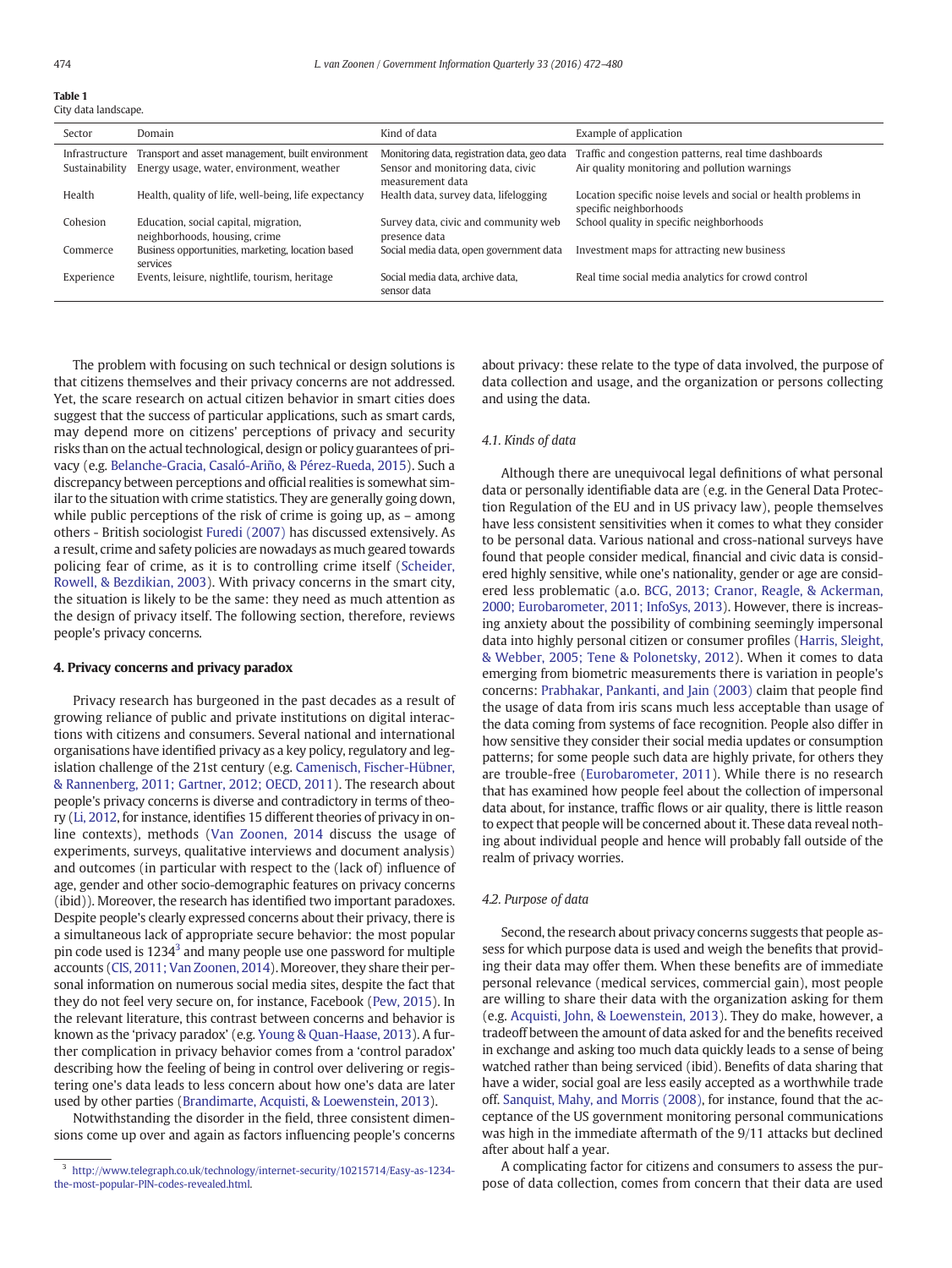**Table 1**
City data landscape.

| Sector | Domain | Kind of data | Example of application |
| --- | --- | --- | --- |
| Infrastructure | Transport and asset management, built environment | Monitoring data, registration data, geo data | Traffic and congestion patterns, real time dashboards |
| Sustainability | Energy usage, water, environment, weather | Sensor and monitoring data, civic measurement data | Air quality monitoring and pollution warnings |
| Health | Health, quality of life, well-being, life expectancy | Health data, survey data, lifelogging | Location specific noise levels and social or health problems in specific neighborhoods |
| Cohesion | Education, social capital, migration, neighborhoods, housing, crime | Survey data, civic and community web presence data | School quality in specific neighborhoods |
| Commerce | Business opportunities, marketing, location based services | Social media data, open government data | Investment maps for attracting new business |
| Experience | Events, leisure, nightlife, tourism, heritage | Social media data, archive data, sensor data | Real time social media analytics for crowd control |

The problem with focusing on such technical or design solutions is that citizens themselves and their privacy concerns are not addressed. Yet, the scare research on actual citizen behavior in smart cities does suggest that the success of particular applications, such as smart cards, may depend more on citizens' perceptions of privacy and security risks than on the actual technological, design or policy guarantees of privacy (e.g. Belanche-Gracia, Casaló-Ariño, & Pérez-Rueda, 2015). Such a discrepancy between perceptions and official realities is somewhat similar to the situation with crime statistics. They are generally going down, while public perceptions of the risk of crime is going up, as – among others - British sociologist Furedi (2007) has discussed extensively. As a result, crime and safety policies are nowadays as much geared towards policing fear of crime, as it is to controlling crime itself (Scheider, Rowell, & Bezdikian, 2003). With privacy concerns in the smart city, the situation is likely to be the same: they need as much attention as the design of privacy itself. The following section, therefore, reviews people's privacy concerns.

## 4. Privacy concerns and privacy paradox

Privacy research has burgeoned in the past decades as a result of growing reliance of public and private institutions on digital interactions with citizens and consumers. Several national and international organisations have identified privacy as a key policy, regulatory and legislation challenge of the 21st century (e.g. Camenisch, Fischer-Hübner, & Rannenberg, 2011; Gartner, 2012; OECD, 2011). The research about people's privacy concerns is diverse and contradictory in terms of theory (Li, 2012, for instance, identifies 15 different theories of privacy in online contexts), methods (Van Zoonen, 2014 discuss the usage of experiments, surveys, qualitative interviews and document analysis) and outcomes (in particular with respect to the (lack of) influence of age, gender and other socio-demographic features on privacy concerns (ibid)). Moreover, the research has identified two important paradoxes. Despite people's clearly expressed concerns about their privacy, there is a simultaneous lack of appropriate secure behavior: the most popular pin code used is 1234[3] and many people use one password for multiple accounts (CIS, 2011; Van Zoonen, 2014). Moreover, they share their personal information on numerous social media sites, despite the fact that they do not feel very secure on, for instance, Facebook (Pew, 2015). In the relevant literature, this contrast between concerns and behavior is known as the 'privacy paradox' (e.g. Young & Quan-Haase, 2013). A further complication in privacy behavior comes from a 'control paradox' describing how the feeling of being in control over delivering or registering one's data leads to less concern about how one's data are later used by other parties (Brandimarte, Acquisti, & Loewenstein, 2013).

Notwithstanding the disorder in the field, three consistent dimensions come up over and again as factors influencing people's concerns about privacy: these relate to the type of data involved, the purpose of data collection and usage, and the organization or persons collecting and using the data.

### 4.1. Kinds of data

Although there are unequivocal legal definitions of what personal data or personally identifiable data are (e.g. in the General Data Protection Regulation of the EU and in US privacy law), people themselves have less consistent sensitivities when it comes to what they consider to be personal data. Various national and cross-national surveys have found that people consider medical, financial and civic data is considered highly sensitive, while one's nationality, gender or age are considered less problematic (a.o. BCG, 2013; Cranor, Reagle, & Ackerman, 2000; Eurobarometer, 2011; InfoSys, 2013). However, there is increasing anxiety about the possibility of combining seemingly impersonal data into highly personal citizen or consumer profiles (Harris, Sleight, & Webber, 2005; Tene & Polonetsky, 2012). When it comes to data emerging from biometric measurements there is variation in people's concerns: Prabhakar, Pankanti, and Jain (2003) claim that people find the usage of data from iris scans much less acceptable than usage of the data coming from systems of face recognition. People also differ in how sensitive they consider their social media updates or consumption patterns; for some people such data are highly private, for others they are trouble-free (Eurobarometer, 2011). While there is no research that has examined how people feel about the collection of impersonal data about, for instance, traffic flows or air quality, there is little reason to expect that people will be concerned about it. These data reveal nothing about individual people and hence will probably fall outside of the realm of privacy worries.

### 4.2. Purpose of data

Second, the research about privacy concerns suggests that people assess for which purpose data is used and weigh the benefits that providing their data may offer them. When these benefits are of immediate personal relevance (medical services, commercial gain), most people are willing to share their data with the organization asking for them (e.g. Acquisti, John, & Loewenstein, 2013). They do make, however, a tradeoff between the amount of data asked for and the benefits received in exchange and asking too much data quickly leads to a sense of being watched rather than being serviced (ibid). Benefits of data sharing that have a wider, social goal are less easily accepted as a worthwhile trade off. Sanquist, Mahy, and Morris (2008), for instance, found that the acceptance of the US government monitoring personal communications was high in the immediate aftermath of the 9/11 attacks but declined after about half a year.

A complicating factor for citizens and consumers to assess the purpose of data collection, comes from concern that their data are used

[3] http://www.telegraph.co.uk/technology/internet-security/10215714/Easy-as-1234-the-most-popular-PIN-codes-revealed.html.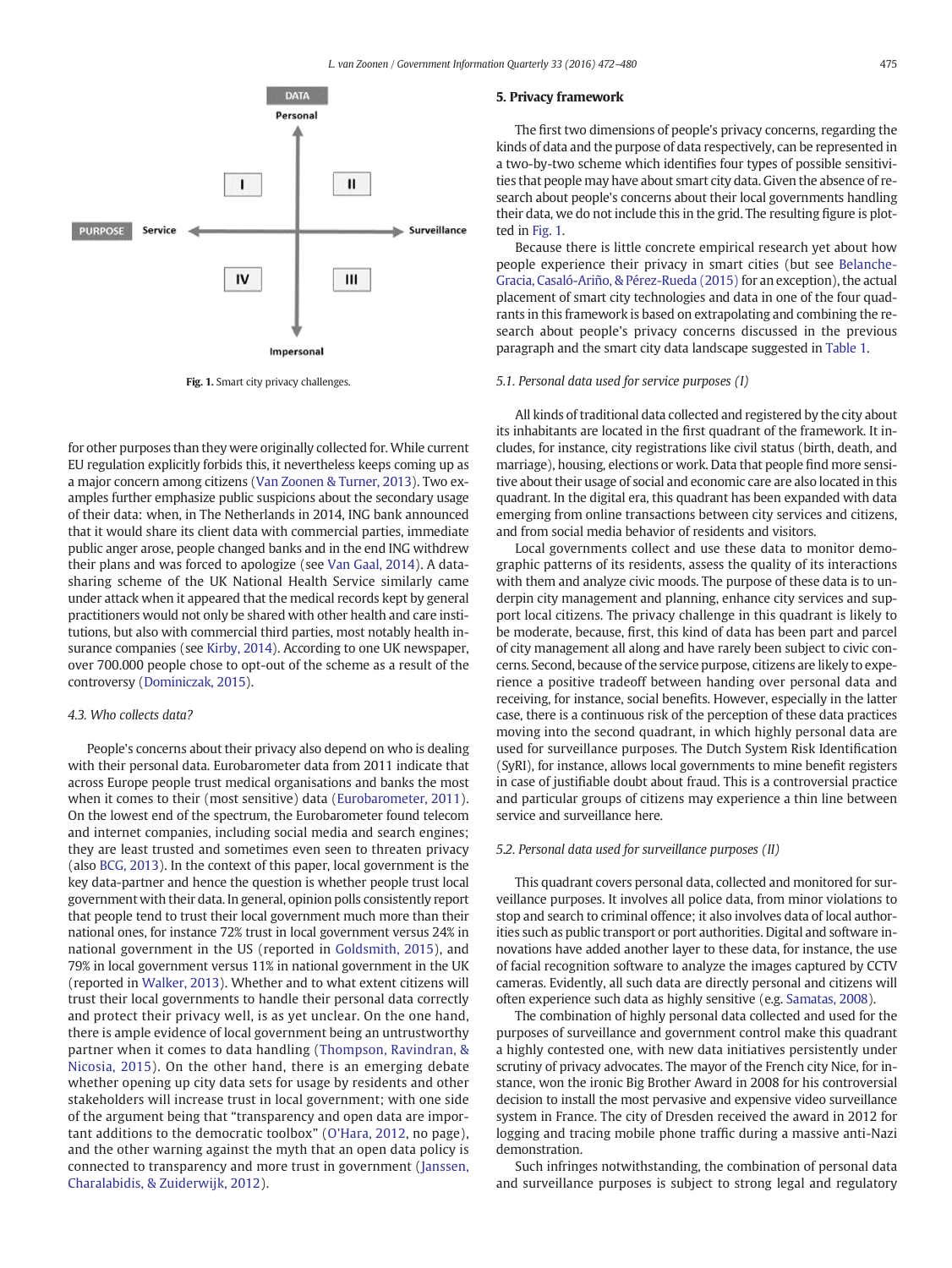DATA

Personal

I

II

PURPOSE Service

Surveillance

IV

III

Impersonal

**Fig. 1.** Smart city privacy challenges.

for other purposes than they were originally collected for. While current EU regulation explicitly forbids this, it nevertheless keeps coming up as a major concern among citizens (Van Zoonen & Turner, 2013). Two examples further emphasize public suspicions about the secondary usage of their data: when, in The Netherlands in 2014, ING bank announced that it would share its client data with commercial parties, immediate public anger arose, people changed banks and in the end ING withdrew their plans and was forced to apologize (see Van Gaal, 2014). A data-sharing scheme of the UK National Health Service similarly came under attack when it appeared that the medical records kept by general practitioners would not only be shared with other health and care institutions, but also with commercial third parties, most notably health insurance companies (see Kirby, 2014). According to one UK newspaper, over 700.000 people chose to opt-out of the scheme as a result of the controversy (Dominiczak, 2015).

### *4.3. Who collects data?*

People's concerns about their privacy also depend on who is dealing with their personal data. Eurobarometer data from 2011 indicate that across Europe people trust medical organisations and banks the most when it comes to their (most sensitive) data (Eurobarometer, 2011). On the lowest end of the spectrum, the Eurobarometer found telecom and internet companies, including social media and search engines; they are least trusted and sometimes even seen to threaten privacy (also BCG, 2013). In the context of this paper, local government is the key data-partner and hence the question is whether people trust local government with their data. In general, opinion polls consistently report that people tend to trust their local government much more than their national ones, for instance 72% trust in local government versus 24% in national government in the US (reported in Goldsmith, 2015), and 79% in local government versus 11% in national government in the UK (reported in Walker, 2013). Whether and to what extent citizens will trust their local governments to handle their personal data correctly and protect their privacy well, is as yet unclear. On the one hand, there is ample evidence of local government being an untrustworthy partner when it comes to data handling (Thompson, Ravindran, & Nicosia, 2015). On the other hand, there is an emerging debate whether opening up city data sets for usage by residents and other stakeholders will increase trust in local government; with one side of the argument being that "transparency and open data are important additions to the democratic toolbox" (O'Hara, 2012, no page), and the other warning against the myth that an open data policy is connected to transparency and more trust in government (Janssen, Charalabidis, & Zuiderwijk, 2012).

## 5. Privacy framework

The first two dimensions of people's privacy concerns, regarding the kinds of data and the purpose of data respectively, can be represented in a two-by-two scheme which identifies four types of possible sensitivities that people may have about smart city data. Given the absence of research about people's concerns about their local governments handling their data, we do not include this in the grid. The resulting figure is plotted in Fig. 1.

Because there is little concrete empirical research yet about how people experience their privacy in smart cities (but see Belanche-Gracia, Casaló-Ariño, & Pérez-Rueda (2015) for an exception), the actual placement of smart city technologies and data in one of the four quadrants in this framework is based on extrapolating and combining the research about people's privacy concerns discussed in the previous paragraph and the smart city data landscape suggested in Table 1.

### *5.1. Personal data used for service purposes (I)*

All kinds of traditional data collected and registered by the city about its inhabitants are located in the first quadrant of the framework. It includes, for instance, city registrations like civil status (birth, death, and marriage), housing, elections or work. Data that people find more sensitive about their usage of social and economic care are also located in this quadrant. In the digital era, this quadrant has been expanded with data emerging from online transactions between city services and citizens, and from social media behavior of residents and visitors.

Local governments collect and use these data to monitor demographic patterns of its residents, assess the quality of its interactions with them and analyze civic moods. The purpose of these data is to underpin city management and planning, enhance city services and support local citizens. The privacy challenge in this quadrant is likely to be moderate, because, first, this kind of data has been part and parcel of city management all along and have rarely been subject to civic concerns. Second, because of the service purpose, citizens are likely to experience a positive tradeoff between handing over personal data and receiving, for instance, social benefits. However, especially in the latter case, there is a continuous risk of the perception of these data practices moving into the second quadrant, in which highly personal data are used for surveillance purposes. The Dutch System Risk Identification (SyRI), for instance, allows local governments to mine benefit registers in case of justifiable doubt about fraud. This is a controversial practice and particular groups of citizens may experience a thin line between service and surveillance here.

### *5.2. Personal data used for surveillance purposes (II)*

This quadrant covers personal data, collected and monitored for surveillance purposes. It involves all police data, from minor violations to stop and search to criminal offence; it also involves data of local authorities such as public transport or port authorities. Digital and software innovations have added another layer to these data, for instance, the use of facial recognition software to analyze the images captured by CCTV cameras. Evidently, all such data are directly personal and citizens will often experience such data as highly sensitive (e.g. Samatas, 2008).

The combination of highly personal data collected and used for the purposes of surveillance and government control make this quadrant a highly contested one, with new data initiatives persistently under scrutiny of privacy advocates. The mayor of the French city Nice, for instance, won the ironic Big Brother Award in 2008 for his controversial decision to install the most pervasive and expensive video surveillance system in France. The city of Dresden received the award in 2012 for logging and tracing mobile phone traffic during a massive anti-Nazi demonstration.

Such infringes notwithstanding, the combination of personal data and surveillance purposes is subject to strong legal and regulatory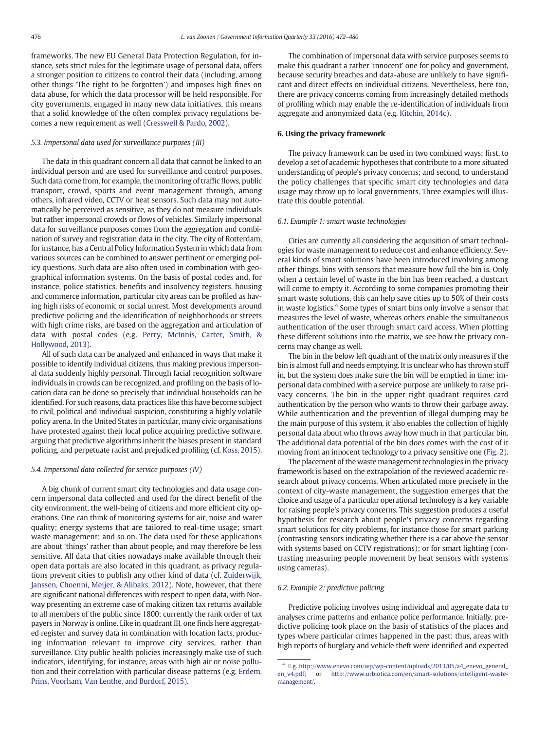frameworks. The new EU General Data Protection Regulation, for instance, sets strict rules for the legitimate usage of personal data, offers a stronger position to citizens to control their data (including, among other things 'The right to be forgotten') and imposes high fines on data abuse, for which the data processor will be held responsible. For city governments, engaged in many new data initiatives, this means that a solid knowledge of the often complex privacy regulations becomes a new requirement as well (Cresswell & Pardo, 2002).

### 5.3. Impersonal data used for surveillance purposes (III)

The data in this quadrant concern all data that cannot be linked to an individual person and are used for surveillance and control purposes. Such data come from, for example, the monitoring of traffic flows, public transport, crowd, sports and event management through, among others, infrared video, CCTV or heat sensors. Such data may not automatically be perceived as sensitive, as they do not measure individuals but rather impersonal crowds or flows of vehicles. Similarly impersonal data for surveillance purposes comes from the aggregation and combination of survey and registration data in the city. The city of Rotterdam, for instance, has a Central Policy Information System in which data from various sources can be combined to answer pertinent or emerging policy questions. Such data are also often used in combination with geographical information systems. On the basis of postal codes and, for instance, police statistics, benefits and insolvency registers, housing and commerce information, particular city areas can be profiled as having high risks of economic or social unrest. Most developments around predictive policing and the identification of neighborhoods or streets with high crime risks, are based on the aggregation and articulation of data with postal codes (e.g. Perry, McInnis, Carter, Smith, & Hollywood, 2013).

All of such data can be analyzed and enhanced in ways that make it possible to identify individual citizens, thus making previous impersonal data suddenly highly personal. Through facial recognition software individuals in crowds can be recognized, and profiling on the basis of location data can be done so precisely that individual households can be identified. For such reasons, data practices like this have become subject to civil, political and individual suspicion, constituting a highly volatile policy arena. In the United States in particular, many civic organisations have protested against their local police acquiring predictive software, arguing that predictive algorithms inherit the biases present in standard policing, and perpetuate racist and prejudiced profiling (cf. Koss, 2015).

### 5.4. Impersonal data collected for service purposes (IV)

A big chunk of current smart city technologies and data usage concern impersonal data collected and used for the direct benefit of the city environment, the well-being of citizens and more efficient city operations. One can think of monitoring systems for air, noise and water quality; energy systems that are tailored to real-time usage; smart waste management; and so on. The data used for these applications are about 'things' rather than about people, and may therefore be less sensitive. All data that cities nowadays make available through their open data portals are also located in this quadrant, as privacy regulations prevent cities to publish any other kind of data (cf. Zuiderwijk, Janssen, Choenni, Meijer, & Alibaks, 2012). Note, however, that there are significant national differences with respect to open data, with Norway presenting an extreme case of making citizen tax returns available to all members of the public since 1800; currently the rank order of tax payers in Norway is online. Like in quadrant III, one finds here aggregated register and survey data in combination with location facts, producing information relevant to improve city services, rather than surveillance. City public health policies increasingly make use of such indicators, identifying, for instance, areas with high air or noise pollution and their correlation with particular disease patterns (e.g. Erdem, Prins, Voorham, Van Lenthe, and Burdorf, 2015).

The combination of impersonal data with service purposes seems to make this quadrant a rather 'innocent' one for policy and government, because security breaches and data-abuse are unlikely to have significant and direct effects on individual citizens. Nevertheless, here too, there are privacy concerns coming from increasingly detailed methods of profiling which may enable the re-identification of individuals from aggregate and anonymized data (e.g. Kitchin, 2014c).

## 6. Using the privacy framework

The privacy framework can be used in two combined ways: first, to develop a set of academic hypotheses that contribute to a more situated understanding of people's privacy concerns; and second, to understand the policy challenges that specific smart city technologies and data usage may throw up to local governments. Three examples will illustrate this double potential.

### 6.1. Example 1: smart waste technologies

Cities are currently all considering the acquisition of smart technologies for waste management to reduce cost and enhance efficiency. Several kinds of smart solutions have been introduced involving among other things, bins with sensors that measure how full the bin is. Only when a certain level of waste in the bin has been reached, a dustcart will come to empty it. According to some companies promoting their smart waste solutions, this can help save cities up to 50% of their costs in waste logistics.[4] Some types of smart bins only involve a sensor that measures the level of waste, whereas others enable the simultaneous authentication of the user through smart card access. When plotting these different solutions into the matrix, we see how the privacy concerns may change as well.

The bin in the below left quadrant of the matrix only measures if the bin is almost full and needs emptying. It is unclear who has thrown stuff in, but the system does make sure the bin will be emptied in time: impersonal data combined with a service purpose are unlikely to raise privacy concerns. The bin in the upper right quadrant requires card authentication by the person who wants to throw their garbage away. While authentication and the prevention of illegal dumping may be the main purpose of this system, it also enables the collection of highly personal data about who throws away how much in that particular bin. The additional data potential of the bin does comes with the cost of it moving from an innocent technology to a privacy sensitive one (Fig. 2).

The placement of the waste management technologies in the privacy framework is based on the extrapolation of the reviewed academic research about privacy concerns. When articulated more precisely in the context of city-waste management, the suggestion emerges that the choice and usage of a particular operational technology is a key variable for raising people's privacy concerns. This suggestion produces a useful hypothesis for research about people's privacy concerns regarding smart solutions for city problems, for instance those for smart parking (contrasting sensors indicating whether there is a car above the sensor with systems based on CCTV registrations); or for smart lighting (contrasting measuring people movement by heat sensors with systems using cameras).

### 6.2. Example 2: predictive policing

Predictive policing involves using individual and aggregate data to analyses crime patterns and enhance police performance. Initially, predictive policing took place on the basis of statistics of the places and types where particular crimes happened in the past: thus, areas with high reports of burglary and vehicle theft were identified and expected

---

[4] E.g. http://www.enevo.com/wp/wp-content/uploads/2013/05/a4_enevo_general_en_v4.pdf; or http://www.urbiotica.com/en/smart-solutions/intelligent-waste-management/.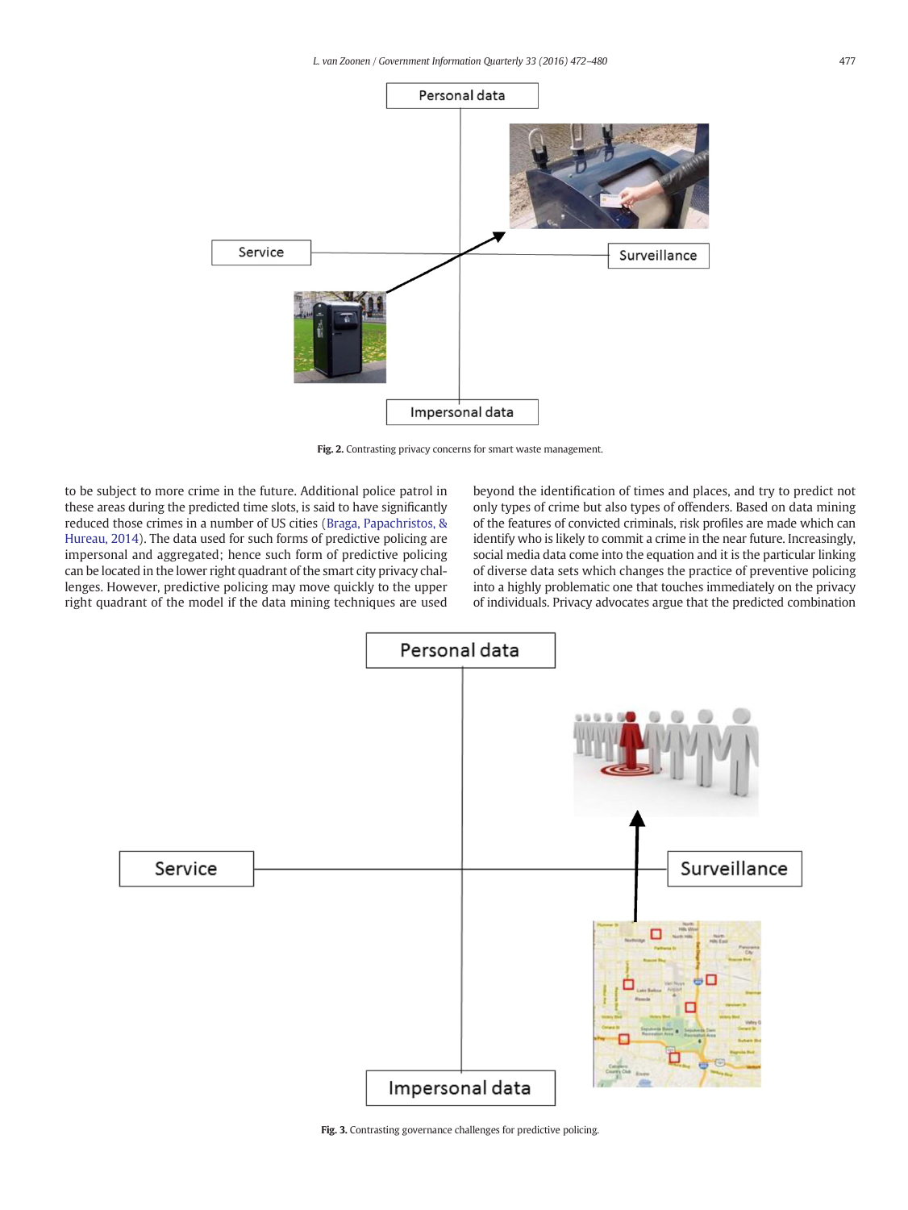Fig. 2. Contrasting privacy concerns for smart waste management.

to be subject to more crime in the future. Additional police patrol in these areas during the predicted time slots, is said to have significantly reduced those crimes in a number of US cities (Braga, Papachristos, & Hureau, 2014). The data used for such forms of predictive policing are impersonal and aggregated; hence such form of predictive policing can be located in the lower right quadrant of the smart city privacy challenges. However, predictive policing may move quickly to the upper right quadrant of the model if the data mining techniques are used beyond the identification of times and places, and try to predict not only types of crime but also types of offenders. Based on data mining of the features of convicted criminals, risk profiles are made which can identify who is likely to commit a crime in the near future. Increasingly, social media data come into the equation and it is the particular linking of diverse data sets which changes the practice of preventive policing into a highly problematic one that touches immediately on the privacy of individuals. Privacy advocates argue that the predicted combination

Fig. 3. Contrasting governance challenges for predictive policing.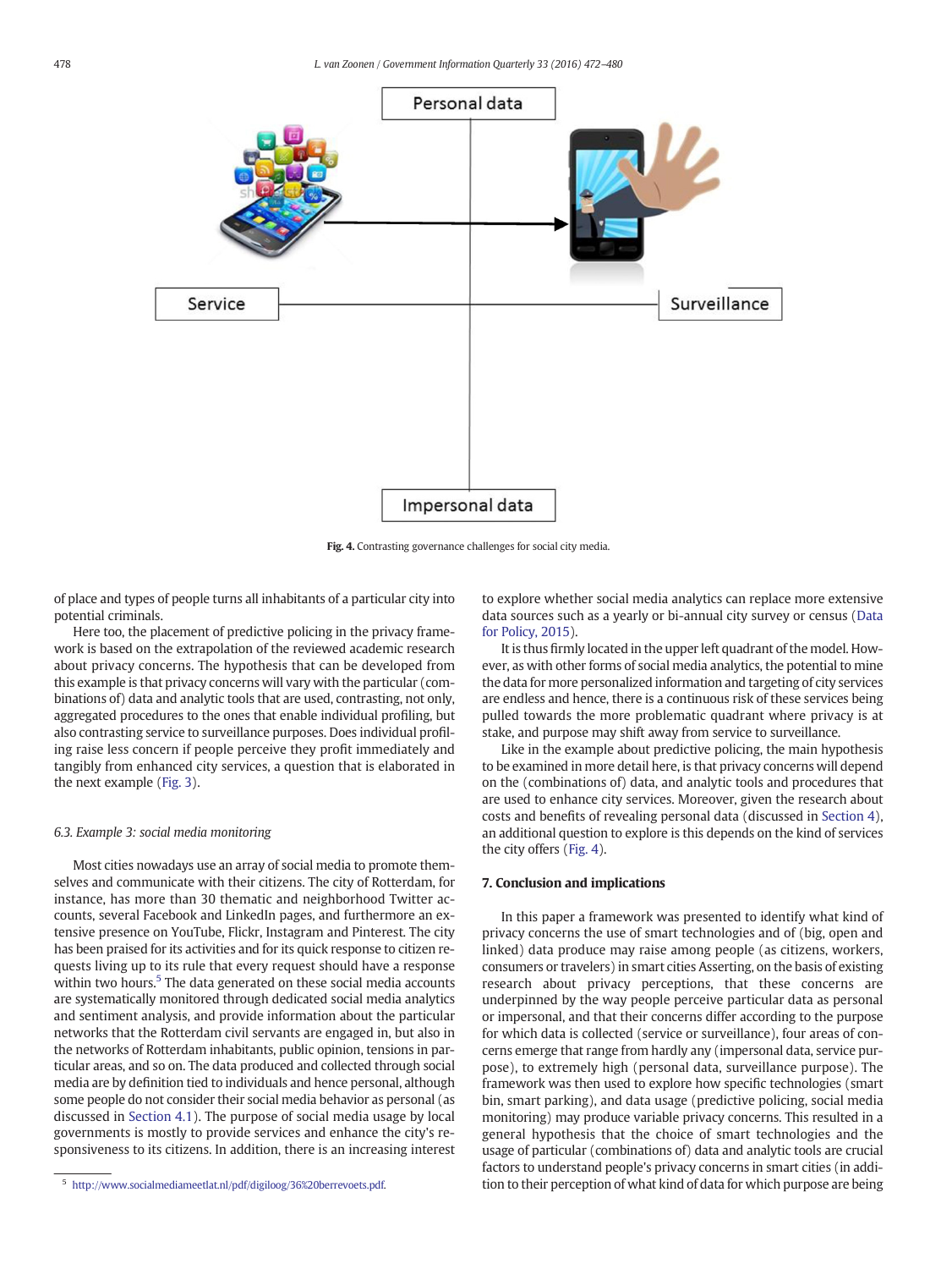Personal data

Service

Surveillance

Impersonal data

**Fig. 4.** Contrasting governance challenges for social city media.

of place and types of people turns all inhabitants of a particular city into potential criminals.

Here too, the placement of predictive policing in the privacy framework is based on the extrapolation of the reviewed academic research about privacy concerns. The hypothesis that can be developed from this example is that privacy concerns will vary with the particular (combinations of) data and analytic tools that are used, contrasting, not only, aggregated procedures to the ones that enable individual profiling, but also contrasting service to surveillance purposes. Does individual profiling raise less concern if people perceive they profit immediately and tangibly from enhanced city services, a question that is elaborated in the next example (Fig. 3).

### 6.3. Example 3: social media monitoring

Most cities nowadays use an array of social media to promote themselves and communicate with their citizens. The city of Rotterdam, for instance, has more than 30 thematic and neighborhood Twitter accounts, several Facebook and LinkedIn pages, and furthermore an extensive presence on YouTube, Flickr, Instagram and Pinterest. The city has been praised for its activities and for its quick response to citizen requests living up to its rule that every request should have a response within two hours.[5] The data generated on these social media accounts are systematically monitored through dedicated social media analytics and sentiment analysis, and provide information about the particular networks that the Rotterdam civil servants are engaged in, but also in the networks of Rotterdam inhabitants, public opinion, tensions in particular areas, and so on. The data produced and collected through social media are by definition tied to individuals and hence personal, although some people do not consider their social media behavior as personal (as discussed in Section 4.1). The purpose of social media usage by local governments is mostly to provide services and enhance the city's responsiveness to its citizens. In addition, there is an increasing interest to explore whether social media analytics can replace more extensive data sources such as a yearly or bi-annual city survey or census (Data for Policy, 2015).

It is thus firmly located in the upper left quadrant of the model. However, as with other forms of social media analytics, the potential to mine the data for more personalized information and targeting of city services are endless and hence, there is a continuous risk of these services being pulled towards the more problematic quadrant where privacy is at stake, and purpose may shift away from service to surveillance.

Like in the example about predictive policing, the main hypothesis to be examined in more detail here, is that privacy concerns will depend on the (combinations of) data, and analytic tools and procedures that are used to enhance city services. Moreover, given the research about costs and benefits of revealing personal data (discussed in Section 4), an additional question to explore is this depends on the kind of services the city offers (Fig. 4).

## 7. Conclusion and implications

In this paper a framework was presented to identify what kind of privacy concerns the use of smart technologies and of (big, open and linked) data produce may raise among people (as citizens, workers, consumers or travelers) in smart cities Asserting, on the basis of existing research about privacy perceptions, that these concerns are underpinned by the way people perceive particular data as personal or impersonal, and that their concerns differ according to the purpose for which data is collected (service or surveillance), four areas of concerns emerge that range from hardly any (impersonal data, service purpose), to extremely high (personal data, surveillance purpose). The framework was then used to explore how specific technologies (smart bin, smart parking), and data usage (predictive policing, social media monitoring) may produce variable privacy concerns. This resulted in a general hypothesis that the choice of smart technologies and the usage of particular (combinations of) data and analytic tools are crucial factors to understand people's privacy concerns in smart cities (in addition to their perception of what kind of data for which purpose are being

[5] http://www.socialmediameetlat.nl/pdf/digiloog/36%20berrevoets.pdf.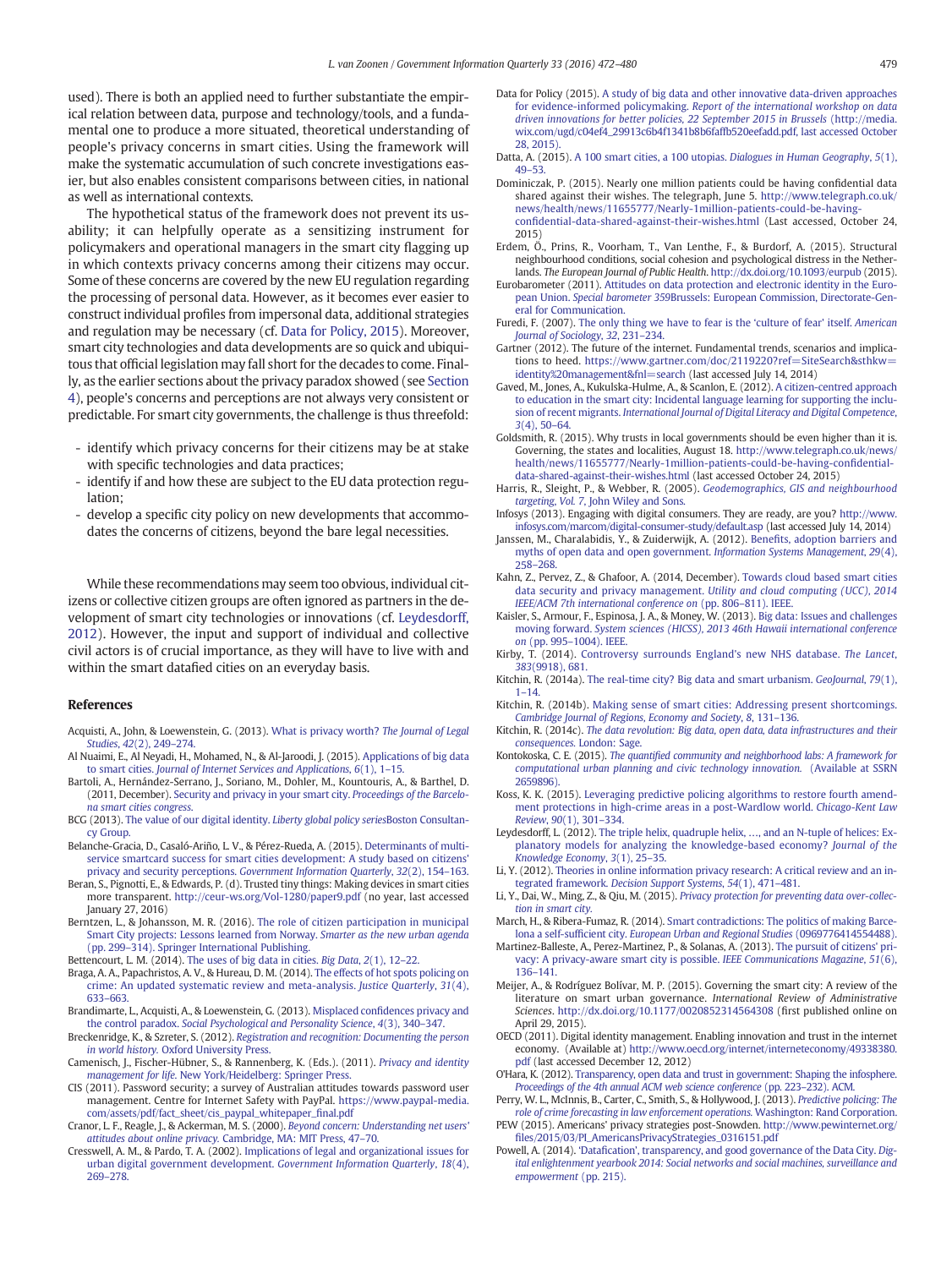used). There is both an applied need to further substantiate the empirical relation between data, purpose and technology/tools, and a fundamental one to produce a more situated, theoretical understanding of people's privacy concerns in smart cities. Using the framework will make the systematic accumulation of such concrete investigations easier, but also enables consistent comparisons between cities, in national as well as international contexts.

The hypothetical status of the framework does not prevent its usability; it can helpfully operate as a sensitizing instrument for policymakers and operational managers in the smart city flagging up in which contexts privacy concerns among their citizens may occur. Some of these concerns are covered by the new EU regulation regarding the processing of personal data. However, as it becomes ever easier to construct individual profiles from impersonal data, additional strategies and regulation may be necessary (cf. Data for Policy, 2015). Moreover, smart city technologies and data developments are so quick and ubiquitous that official legislation may fall short for the decades to come. Finally, as the earlier sections about the privacy paradox showed (see Section 4), people's concerns and perceptions are not always very consistent or predictable. For smart city governments, the challenge is thus threefold:

- identify which privacy concerns for their citizens may be at stake with specific technologies and data practices;
- identify if and how these are subject to the EU data protection regulation;
- develop a specific city policy on new developments that accommodates the concerns of citizens, beyond the bare legal necessities.

While these recommendations may seem too obvious, individual citizens or collective citizen groups are often ignored as partners in the development of smart city technologies or innovations (cf. Leydesdorff, 2012). However, the input and support of individual and collective civil actors is of crucial importance, as they will have to live with and within the smart datafied cities on an everyday basis.

## References

Acquisti, A., John, & Loewenstein, G. (2013). What is privacy worth? *The Journal of Legal Studies*, *42*(2), 249–274.

Al Nuaimi, E., Al Neyadi, H., Mohamed, N., & Al-Jaroodi, J. (2015). Applications of big data to smart cities. *Journal of Internet Services and Applications*, *6*(1), 1–15.

Bartoli, A., Hernández-Serrano, J., Soriano, M., Dohler, M., Kountouris, A., & Barthel, D. (2011, December). Security and privacy in your smart city. *Proceedings of the Barcelona smart cities congress*.

BCG (2013). The value of our digital identity. *Liberty global policy series*Boston Consultancy Group.

Belanche-Gracia, D., Casaló-Ariño, L. V., & Pérez-Rueda, A. (2015). Determinants of multi-service smartcard success for smart cities development: A study based on citizens' privacy and security perceptions. *Government Information Quarterly*, *32*(2), 154–163.

Beran, S., Pignotti, E., & Edwards, P. (d). Trusted tiny things: Making devices in smart cities more transparent. http://ceur-ws.org/Vol-1280/paper9.pdf (no year, last accessed January 27, 2016)

Berntzen, L., & Johansson, M. R. (2016). The role of citizen participation in municipal Smart City projects: Lessons learned from Norway. *Smarter as the new urban agenda* (pp. 299–314). Springer International Publishing.

Bettencourt, L. M. (2014). The uses of big data in cities. *Big Data*, *2*(1), 12–22.

Braga, A. A., Papachristos, A. V., & Hureau, D. M. (2014). The effects of hot spots policing on crime: An updated systematic review and meta-analysis. *Justice Quarterly*, *31*(4), 633–663.

Brandimarte, L., Acquisti, A., & Loewenstein, G. (2013). Misplaced confidences privacy and the control paradox. *Social Psychological and Personality Science*, *4*(3), 340–347.

Breckenridge, K., & Szreter, S. (2012). *Registration and recognition: Documenting the person in world history.* Oxford University Press.

Camenisch, J., Fischer-Hübner, S., & Rannenberg, K. (Eds.). (2011). *Privacy and identity management for life.* New York/Heidelberg: Springer Press.

CIS (2011). Password security; a survey of Australian attitudes towards password user management. Centre for Internet Safety with PayPal. https://www.paypal-media.com/assets/pdf/fact_sheet/cis_paypal_whitepaper_final.pdf

Cranor, L. F., Reagle, J., & Ackerman, M. S. (2000). *Beyond concern: Understanding net users' attitudes about online privacy.* Cambridge, MA: MIT Press, 47–70.

Cresswell, A. M., & Pardo, T. A. (2002). Implications of legal and organizational issues for urban digital government development. *Government Information Quarterly*, *18*(4), 269–278.

Data for Policy (2015). A study of big data and other innovative data-driven approaches for evidence-informed policymaking. *Report of the international workshop on data driven innovations for better policies, 22 September 2015 in Brussels* (http://media.wix.com/ugd/c04ef4_29913c6b4f1341b8b6faffb520eefadd.pdf, last accessed October 28, 2015).

Datta, A. (2015). A 100 smart cities, a 100 utopias. *Dialogues in Human Geography*, *5*(1), 49–53.

Dominiczak, P. (2015). Nearly one million patients could be having confidential data shared against their wishes. The telegraph, June 5. http://www.telegraph.co.uk/news/health/news/11655777/Nearly-1million-patients-could-be-having-confidential-data-shared-against-their-wishes.html (Last accessed, October 24, 2015)

Erdem, Ö., Prins, R., Voorham, T., Van Lenthe, F., & Burdorf, A. (2015). Structural neighbourhood conditions, social cohesion and psychological distress in the Netherlands. *The European Journal of Public Health*. http://dx.doi.org/10.1093/eurpub (2015).

Eurobarometer (2011). Attitudes on data protection and electronic identity in the European Union. *Special barometer 359*Brussels: European Commission, Directorate-General for Communication.

Furedi, F. (2007). The only thing we have to fear is the 'culture of fear' itself. *American Journal of Sociology*, *32*, 231–234.

Gartner (2012). The future of the internet. Fundamental trends, scenarios and implications to heed. https://www.gartner.com/doc/2119220?ref=SiteSearch&sthkw=identity%20management&fnl=search (last accessed July 14, 2014)

Gaved, M., Jones, A., Kukulska-Hulme, A., & Scanlon, E. (2012). A citizen-centred approach to education in the smart city: Incidental language learning for supporting the inclusion of recent migrants. *International Journal of Digital Literacy and Digital Competence*, *3*(4), 50–64.

Goldsmith, R. (2015). Why trusts in local governments should be even higher than it is. Governing, the states and localities, August 18. http://www.telegraph.co.uk/news/health/news/11655777/Nearly-1million-patients-could-be-having-confidential-data-shared-against-their-wishes.html (last accessed October 24, 2015)

Harris, R., Sleight, P., & Webber, R. (2005). *Geodemographics, GIS and neighbourhood targeting, Vol. 7*, John Wiley and Sons.

Infosys (2013). Engaging with digital consumers. They are ready, are you? http://www.infosys.com/marcom/digital-consumer-study/default.asp (last accessed July 14, 2014)

Janssen, M., Charalabidis, Y., & Zuiderwijk, A. (2012). Benefits, adoption barriers and myths of open data and open government. *Information Systems Management*, *29*(4), 258–268.

Kahn, Z., Pervez, Z., & Ghafoor, A. (2014, December). Towards cloud based smart cities data security and privacy management. *Utility and cloud computing (UCC), 2014 IEEE/ACM 7th international conference on* (pp. 806–811). IEEE.

Kaisler, S., Armour, F., Espinosa, J. A., & Money, W. (2013). Big data: Issues and challenges moving forward. *System sciences (HICSS), 2013 46th Hawaii international conference on* (pp. 995–1004). IEEE.

Kirby, T. (2014). Controversy surrounds England's new NHS database. *The Lancet*, *383*(9918), 681.

Kitchin, R. (2014a). The real-time city? Big data and smart urbanism. *GeoJournal*, *79*(1), 1–14.

Kitchin, R. (2014b). Making sense of smart cities: Addressing present shortcomings. *Cambridge Journal of Regions, Economy and Society*, *8*, 131–136.

Kitchin, R. (2014c). *The data revolution: Big data, open data, data infrastructures and their consequences.* London: Sage.

Kontokoska, C. E. (2015). *The quantified community and neighborhood labs: A framework for computational urban planning and civic technology innovation.* (Available at SSRN 2659896).

Koss, K. K. (2015). Leveraging predictive policing algorithms to restore fourth amendment protections in high-crime areas in a post-Wardlow world. *Chicago-Kent Law Review*, *90*(1), 301–334.

Leydesdorff, L. (2012). The triple helix, quadruple helix, …, and an N-tuple of helices: Explanatory models for analyzing the knowledge-based economy? *Journal of the Knowledge Economy*, *3*(1), 25–35.

Li, Y. (2012). Theories in online information privacy research: A critical review and an integrated framework. *Decision Support Systems*, *54*(1), 471–481.

Li, Y., Dai, W., Ming, Z., & Qiu, M. (2015). *Privacy protection for preventing data over-collection in smart city.*

March, H., & Ribera-Fumaz, R. (2014). Smart contradictions: The politics of making Barcelona a self-sufficient city. *European Urban and Regional Studies* (0969776414554488).

Martinez-Balleste, A., Perez-Martinez, P., & Solanas, A. (2013). The pursuit of citizens' privacy: A privacy-aware smart city is possible. *IEEE Communications Magazine*, *51*(6), 136–141.

Meijer, A., & Rodríguez Bolívar, M. P. (2015). Governing the smart city: A review of the literature on smart urban governance. *International Review of Administrative Sciences*. http://dx.doi.org/10.1177/0020852314564308 (first published online on April 29, 2015).

OECD (2011). Digital identity management. Enabling innovation and trust in the internet economy. (Available at) http://www.oecd.org/internet/interneteconomy/49338380.pdf (last accessed December 12, 2012)

O'Hara, K. (2012). Transparency, open data and trust in government: Shaping the infosphere. *Proceedings of the 4th annual ACM web science conference* (pp. 223–232). ACM.

Perry, W. L., McInnis, B., Carter, C., Smith, S., & Hollywood, J. (2013). *Predictive policing: The role of crime forecasting in law enforcement operations.* Washington: Rand Corporation.

PEW (2015). Americans' privacy strategies post-Snowden. http://www.pewinternet.org/files/2015/03/PI_AmericansPrivacyStrategies_0316151.pdf

Powell, A. (2014). 'Datafication', transparency, and good governance of the Data City. *Digital enlightenment yearbook 2014: Social networks and social machines, surveillance and empowerment* (pp. 215).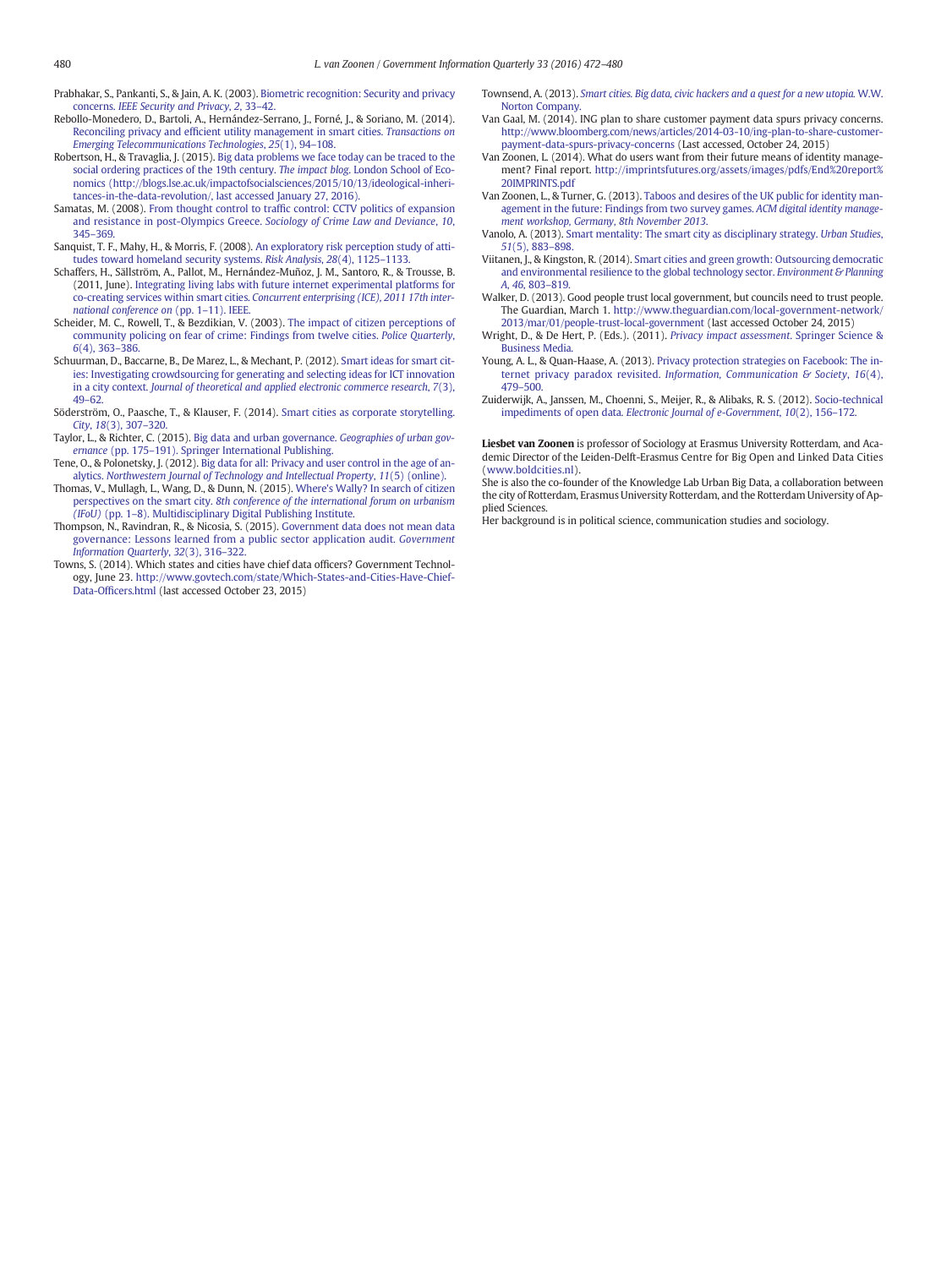Prabhakar, S., Pankanti, S., & Jain, A. K. (2003). Biometric recognition: Security and privacy concerns. *IEEE Security and Privacy*, *2*, 33–42.

Rebollo-Monedero, D., Bartoli, A., Hernández-Serrano, J., Forné, J., & Soriano, M. (2014). Reconciling privacy and efficient utility management in smart cities. *Transactions on Emerging Telecommunications Technologies*, *25*(1), 94–108.

Robertson, H., & Travaglia, J. (2015). Big data problems we face today can be traced to the social ordering practices of the 19th century. *The impact blog*. London School of Economics (http://blogs.lse.ac.uk/impactofsocialsciences/2015/10/13/ideological-inheritances-in-the-data-revolution/, last accessed January 27, 2016).

Samatas, M. (2008). From thought control to traffic control: CCTV politics of expansion and resistance in post-Olympics Greece. *Sociology of Crime Law and Deviance*, *10*, 345–369.

Sanquist, T. F., Mahy, H., & Morris, F. (2008). An exploratory risk perception study of attitudes toward homeland security systems. *Risk Analysis*, *28*(4), 1125–1133.

Schaffers, H., Sällström, A., Pallot, M., Hernández-Muñoz, J. M., Santoro, R., & Trousse, B. (2011, June). Integrating living labs with future internet experimental platforms for co-creating services within smart cities. *Concurrent enterprising (ICE), 2011 17th international conference on* (pp. 1–11). IEEE.

Scheider, M. C., Rowell, T., & Bezdikian, V. (2003). The impact of citizen perceptions of community policing on fear of crime: Findings from twelve cities. *Police Quarterly*, *6*(4), 363–386.

Schuurman, D., Baccarne, B., De Marez, L., & Mechant, P. (2012). Smart ideas for smart cities: Investigating crowdsourcing for generating and selecting ideas for ICT innovation in a city context. *Journal of theoretical and applied electronic commerce research*, *7*(3), 49–62.

Söderström, O., Paasche, T., & Klauser, F. (2014). Smart cities as corporate storytelling. *City*, *18*(3), 307–320.

Taylor, L., & Richter, C. (2015). Big data and urban governance. *Geographies of urban governance* (pp. 175–191). Springer International Publishing.

Tene, O., & Polonetsky, J. (2012). Big data for all: Privacy and user control in the age of analytics. *Northwestern Journal of Technology and Intellectual Property*, *11*(5) (online).

Thomas, V., Mullagh, L., Wang, D., & Dunn, N. (2015). Where's Wally? In search of citizen perspectives on the smart city. *8th conference of the international forum on urbanism (IFoU)* (pp. 1–8). Multidisciplinary Digital Publishing Institute.

Thompson, N., Ravindran, R., & Nicosia, S. (2015). Government data does not mean data governance: Lessons learned from a public sector application audit. *Government Information Quarterly*, *32*(3), 316–322.

Towns, S. (2014). Which states and cities have chief data officers? Government Technology, June 23. http://www.govtech.com/state/Which-States-and-Cities-Have-Chief-Data-Officers.html (last accessed October 23, 2015)

Townsend, A. (2013). *Smart cities. Big data, civic hackers and a quest for a new utopia*. W.W. Norton Company.

Van Gaal, M. (2014). ING plan to share customer payment data spurs privacy concerns. http://www.bloomberg.com/news/articles/2014-03-10/ing-plan-to-share-customer-payment-data-spurs-privacy-concerns (Last accessed, October 24, 2015)

Van Zoonen, L. (2014). What do users want from their future means of identity management? Final report. http://imprintsfutures.org/assets/images/pdfs/End%20report%20IMPRINTS.pdf

Van Zoonen, L., & Turner, G. (2013). Taboos and desires of the UK public for identity management in the future: Findings from two survey games. *ACM digital identity management workshop, Germany, 8th November 2013*.

Vanolo, A. (2013). Smart mentality: The smart city as disciplinary strategy. *Urban Studies*, *51*(5), 883–898.

Viitanen, J., & Kingston, R. (2014). Smart cities and green growth: Outsourcing democratic and environmental resilience to the global technology sector. *Environment & Planning A*, *46*, 803–819.

Walker, D. (2013). Good people trust local government, but councils need to trust people. The Guardian, March 1. http://www.theguardian.com/local-government-network/2013/mar/01/people-trust-local-government (last accessed October 24, 2015)

Wright, D., & De Hert, P. (Eds.). (2011). *Privacy impact assessment*. Springer Science & Business Media.

Young, A. L., & Quan-Haase, A. (2013). Privacy protection strategies on Facebook: The internet privacy paradox revisited. *Information, Communication & Society*, *16*(4), 479–500.

Zuiderwijk, A., Janssen, M., Choenni, S., Meijer, R., & Alibaks, R. S. (2012). Socio-technical impediments of open data. *Electronic Journal of e-Government*, *10*(2), 156–172.

**Liesbet van Zoonen** is professor of Sociology at Erasmus University Rotterdam, and Academic Director of the Leiden-Delft-Erasmus Centre for Big Open and Linked Data Cities (www.boldcities.nl).

She is also the co-founder of the Knowledge Lab Urban Big Data, a collaboration between the city of Rotterdam, Erasmus University Rotterdam, and the Rotterdam University of Applied Sciences.

Her background is in political science, communication studies and sociology.